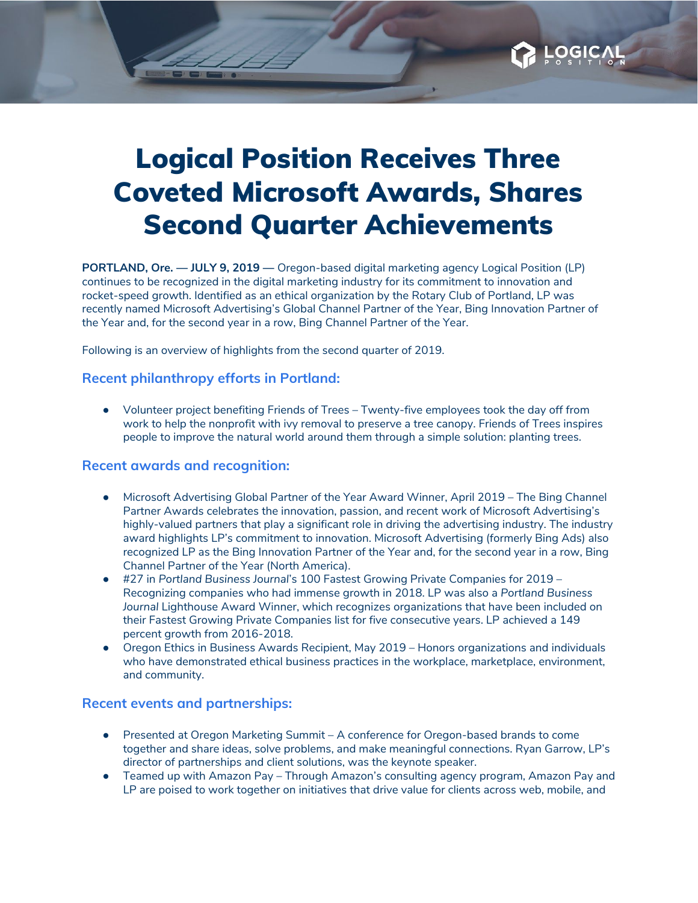# Logical Position Receives Three Coveted Microsoft Awards, Shares Second Quarter Achievements

**PORTLAND, Ore. — JULY 9, 2019 —** Oregon-based digital marketing agency Logical Position (LP) continues to be recognized in the digital marketing industry for its commitment to innovation and rocket-speed growth. Identified as an ethical organization by the Rotary Club of Portland, LP was recently named Microsoft Advertising's Global Channel Partner of the Year, Bing Innovation Partner of the Year and, for the second year in a row, Bing Channel Partner of the Year.

Following is an overview of highlights from the second quarter of 2019.

### Recent philanthropy efforts in Portland:

- Volunteer project benefiting Friends of Trees – Twenty-five employees took the day off from work to help the nonprofit with ivy removal to preserve a tree canopy. Friends of Trees inspires people to improve the natural world around them through a simple solution: planting trees.

### Recent awards and recognition:

- Microsoft Advertising Global Partner of the Year Award Winner, April 2019 – The Bing Channel Partner Awards celebrates the innovation, passion, and recent work of Microsoft Advertising's highly-valued partners that play a significant role in driving the advertising industry. The industry award highlights LP's commitment to innovation. Microsoft Advertising (formerly Bing Ads) also recognized LP as the Bing Innovation Partner of the Year and, for the second year in a row, Bing Channel Partner of the Year (North America).
- #27 in *Portland Business Journal*'s 100 Fastest Growing Private Companies for 2019 – Recognizing companies who had immense growth in 2018. LP was also a *Portland Business Journal* Lighthouse Award Winner, which recognizes organizations that have been included on their Fastest Growing Private Companies list for five consecutive years. LP achieved a 149 percent growth from 2016-2018.
- Oregon Ethics in Business Awards Recipient, May 2019 – Honors organizations and individuals who have demonstrated ethical business practices in the workplace, marketplace, environment, and community.

### Recent events and partnerships:

- Presented at Oregon Marketing Summit – A conference for Oregon-based brands to come together and share ideas, solve problems, and make meaningful connections. Ryan Garrow, LP's director of partnerships and client solutions, was the keynote speaker.
- Teamed up with Amazon Pay – Through Amazon's consulting agency program, Amazon Pay and LP are poised to work together on initiatives that drive value for clients across web, mobile, and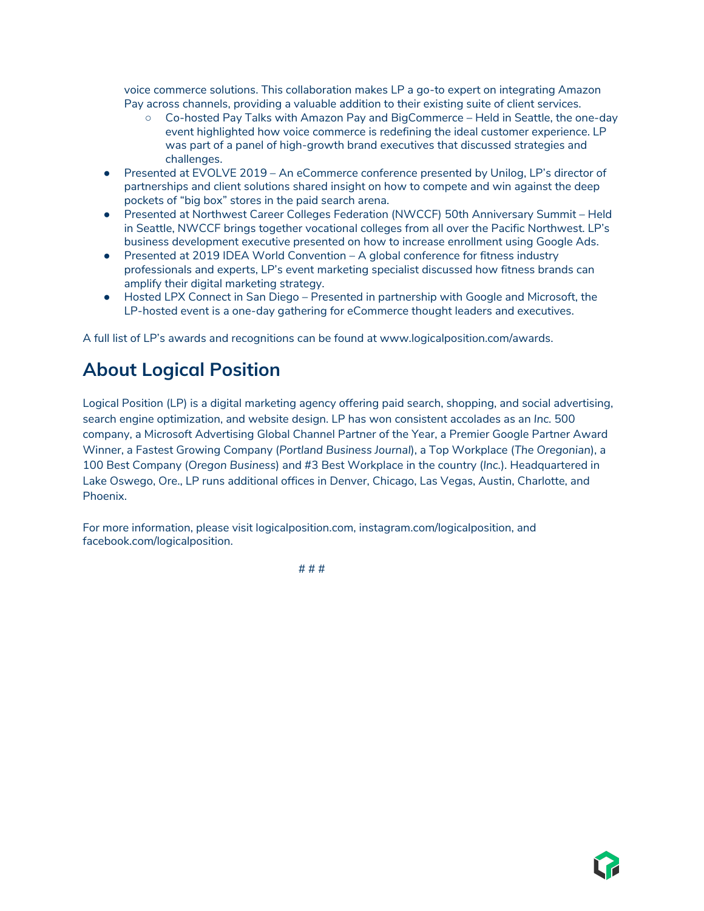voice commerce solutions. This collaboration makes LP a go-to expert on integrating Amazon Pay across channels, providing a valuable addition to their existing suite of client services.
    - Co-hosted Pay Talks with Amazon Pay and BigCommerce – Held in Seattle, the one-day event highlighted how voice commerce is redefining the ideal customer experience. LP was part of a panel of high-growth brand executives that discussed strategies and challenges.
- Presented at EVOLVE 2019 – An eCommerce conference presented by Unilog, LP's director of partnerships and client solutions shared insight on how to compete and win against the deep pockets of "big box" stores in the paid search arena.
- Presented at Northwest Career Colleges Federation (NWCCF) 50th Anniversary Summit – Held in Seattle, NWCCF brings together vocational colleges from all over the Pacific Northwest. LP's business development executive presented on how to increase enrollment using Google Ads.
- Presented at 2019 IDEA World Convention – A global conference for fitness industry professionals and experts, LP's event marketing specialist discussed how fitness brands can amplify their digital marketing strategy.
- Hosted LPX Connect in San Diego – Presented in partnership with Google and Microsoft, the LP-hosted event is a one-day gathering for eCommerce thought leaders and executives.

A full list of LP's awards and recognitions can be found at www.logicalposition.com/awards.

## About Logical Position

Logical Position (LP) is a digital marketing agency offering paid search, shopping, and social advertising, search engine optimization, and website design. LP has won consistent accolades as an *Inc.* 500 company, a Microsoft Advertising Global Channel Partner of the Year, a Premier Google Partner Award Winner, a Fastest Growing Company (*Portland Business Journal*), a Top Workplace (*The Oregonian*), a 100 Best Company (*Oregon Business*) and #3 Best Workplace in the country (*Inc.*). Headquartered in Lake Oswego, Ore., LP runs additional offices in Denver, Chicago, Las Vegas, Austin, Charlotte, and Phoenix.

For more information, please visit logicalposition.com, instagram.com/logicalposition, and facebook.com/logicalposition.

# # #